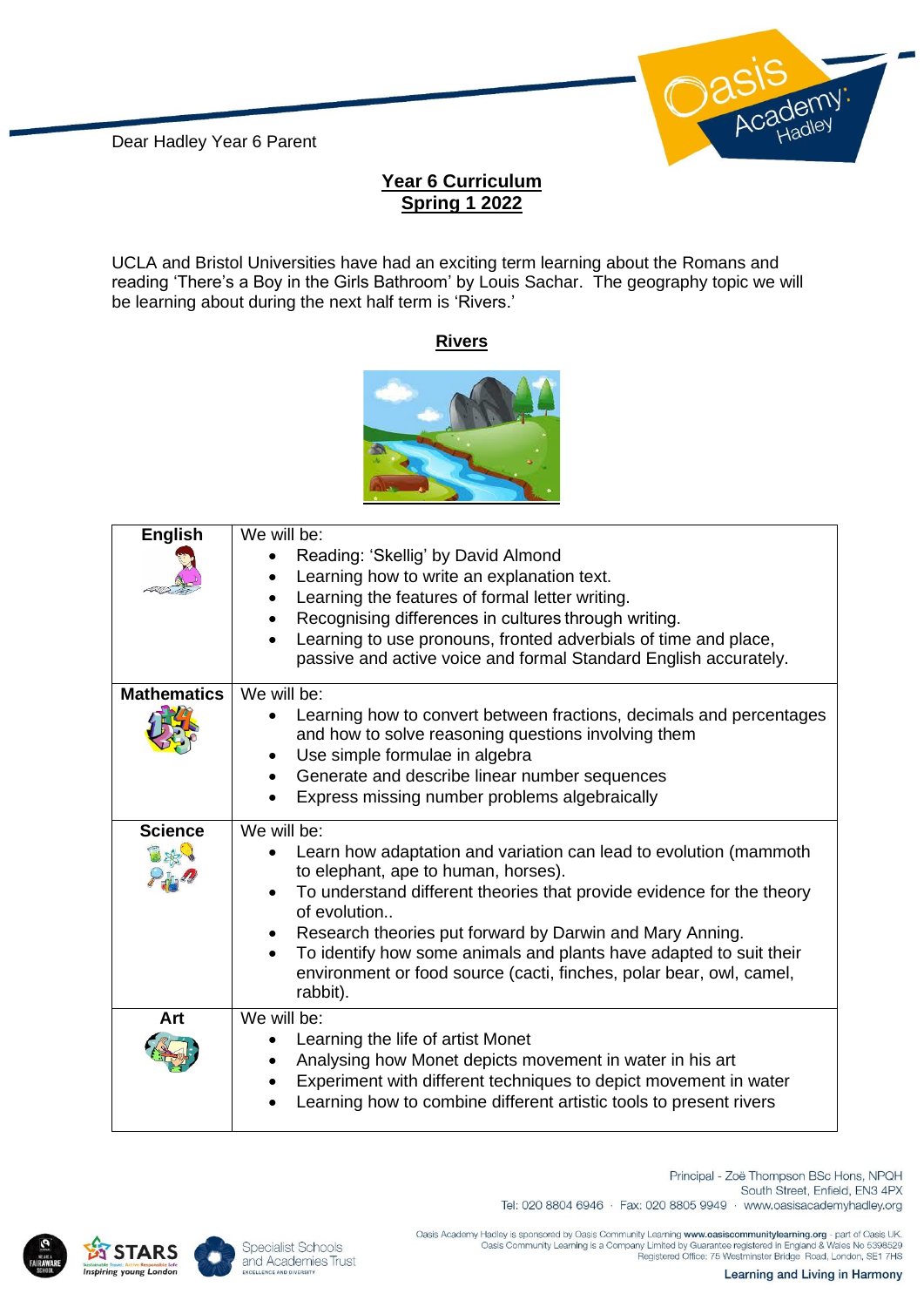Dear Hadley Year 6 Parent

## Year 6 Curriculum
## Spring 1 2022

UCLA and Bristol Universities have had an exciting term learning about the Romans and reading 'There's a Boy in the Girls Bathroom' by Louis Sachar. The geography topic we will be learning about during the next half term is 'Rivers.'

### Rivers

| Subject | |
|---|---|
| **English** | We will be:<br>• Reading: 'Skellig' by David Almond<br>• Learning how to write an explanation text.<br>• Learning the features of formal letter writing.<br>• Recognising differences in cultures through writing.<br>• Learning to use pronouns, fronted adverbials of time and place, passive and active voice and formal Standard English accurately. |
| **Mathematics** | We will be:<br>• Learning how to convert between fractions, decimals and percentages and how to solve reasoning questions involving them<br>• Use simple formulae in algebra<br>• Generate and describe linear number sequences<br>• Express missing number problems algebraically |
| **Science** | We will be:<br>• Learn how adaptation and variation can lead to evolution (mammoth to elephant, ape to human, horses).<br>• To understand different theories that provide evidence for the theory of evolution..<br>• Research theories put forward by Darwin and Mary Anning.<br>• To identify how some animals and plants have adapted to suit their environment or food source (cacti, finches, polar bear, owl, camel, rabbit). |
| **Art** | We will be:<br>• Learning the life of artist Monet<br>• Analysing how Monet depicts movement in water in his art<br>• Experiment with different techniques to depict movement in water<br>• Learning how to combine different artistic tools to present rivers |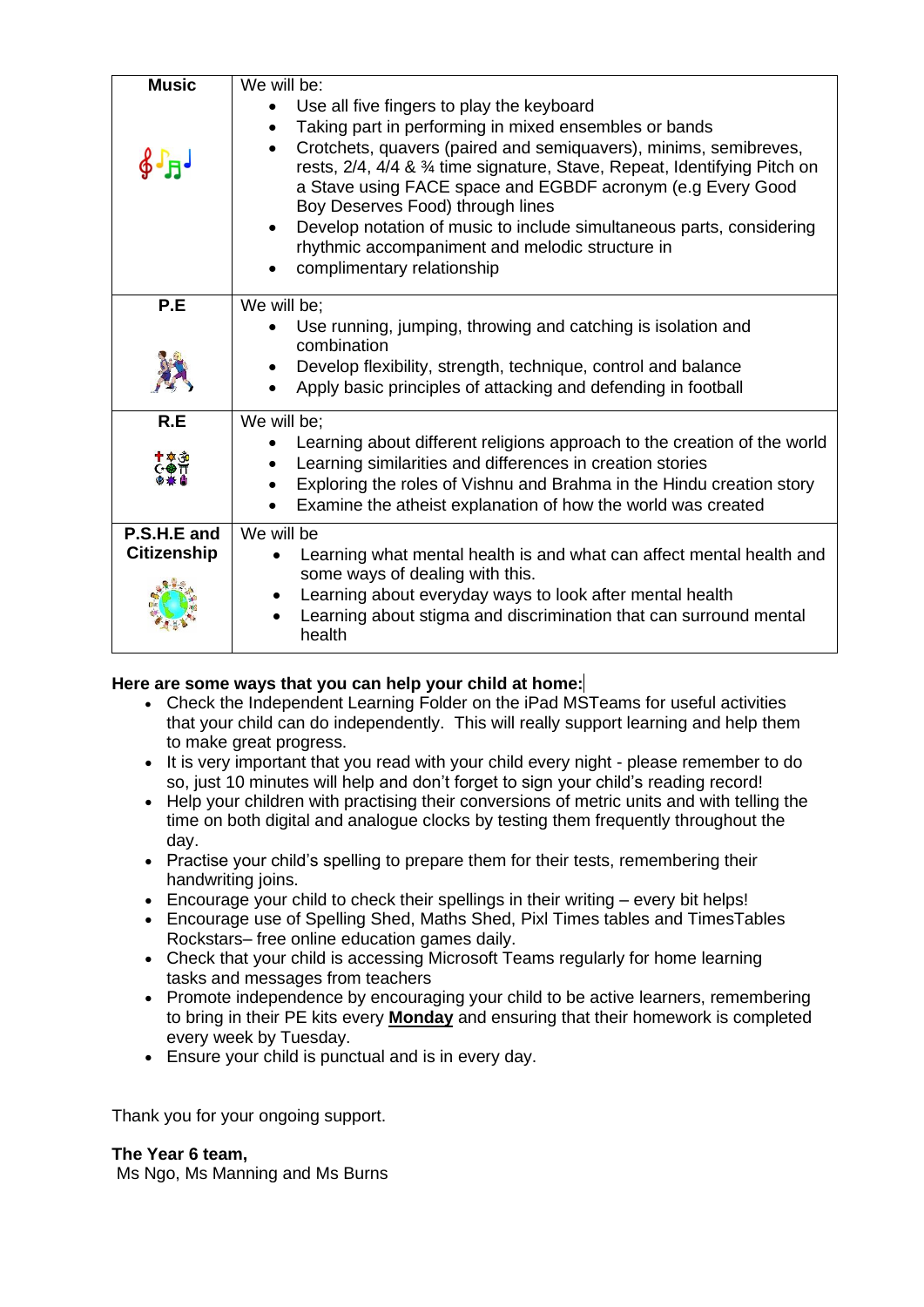| | |
|---|---|
| **Music** | We will be:<br>• Use all five fingers to play the keyboard<br>• Taking part in performing in mixed ensembles or bands<br>• Crotchets, quavers (paired and semiquavers), minims, semibreves, rests, 2/4, 4/4 & ¾ time signature, Stave, Repeat, Identifying Pitch on a Stave using FACE space and EGBDF acronym (e.g Every Good Boy Deserves Food) through lines<br>• Develop notation of music to include simultaneous parts, considering rhythmic accompaniment and melodic structure in<br>• complimentary relationship |
| **P.E** | We will be;<br>• Use running, jumping, throwing and catching is isolation and combination<br>• Develop flexibility, strength, technique, control and balance<br>• Apply basic principles of attacking and defending in football |
| **R.E** | We will be;<br>• Learning about different religions approach to the creation of the world<br>• Learning similarities and differences in creation stories<br>• Exploring the roles of Vishnu and Brahma in the Hindu creation story<br>• Examine the atheist explanation of how the world was created |
| **P.S.H.E and Citizenship** | We will be<br>• Learning what mental health is and what can affect mental health and some ways of dealing with this.<br>• Learning about everyday ways to look after mental health<br>• Learning about stigma and discrimination that can surround mental health |

**Here are some ways that you can help your child at home:**

- Check the Independent Learning Folder on the iPad MSTeams for useful activities that your child can do independently. This will really support learning and help them to make great progress.
- It is very important that you read with your child every night - please remember to do so, just 10 minutes will help and don't forget to sign your child's reading record!
- Help your children with practising their conversions of metric units and with telling the time on both digital and analogue clocks by testing them frequently throughout the day.
- Practise your child's spelling to prepare them for their tests, remembering their handwriting joins.
- Encourage your child to check their spellings in their writing – every bit helps!
- Encourage use of Spelling Shed, Maths Shed, Pixl Times tables and TimesTables Rockstars– free online education games daily.
- Check that your child is accessing Microsoft Teams regularly for home learning tasks and messages from teachers
- Promote independence by encouraging your child to be active learners, remembering to bring in their PE kits every **Monday** and ensuring that their homework is completed every week by Tuesday.
- Ensure your child is punctual and is in every day.

Thank you for your ongoing support.

**The Year 6 team,**
Ms Ngo, Ms Manning and Ms Burns